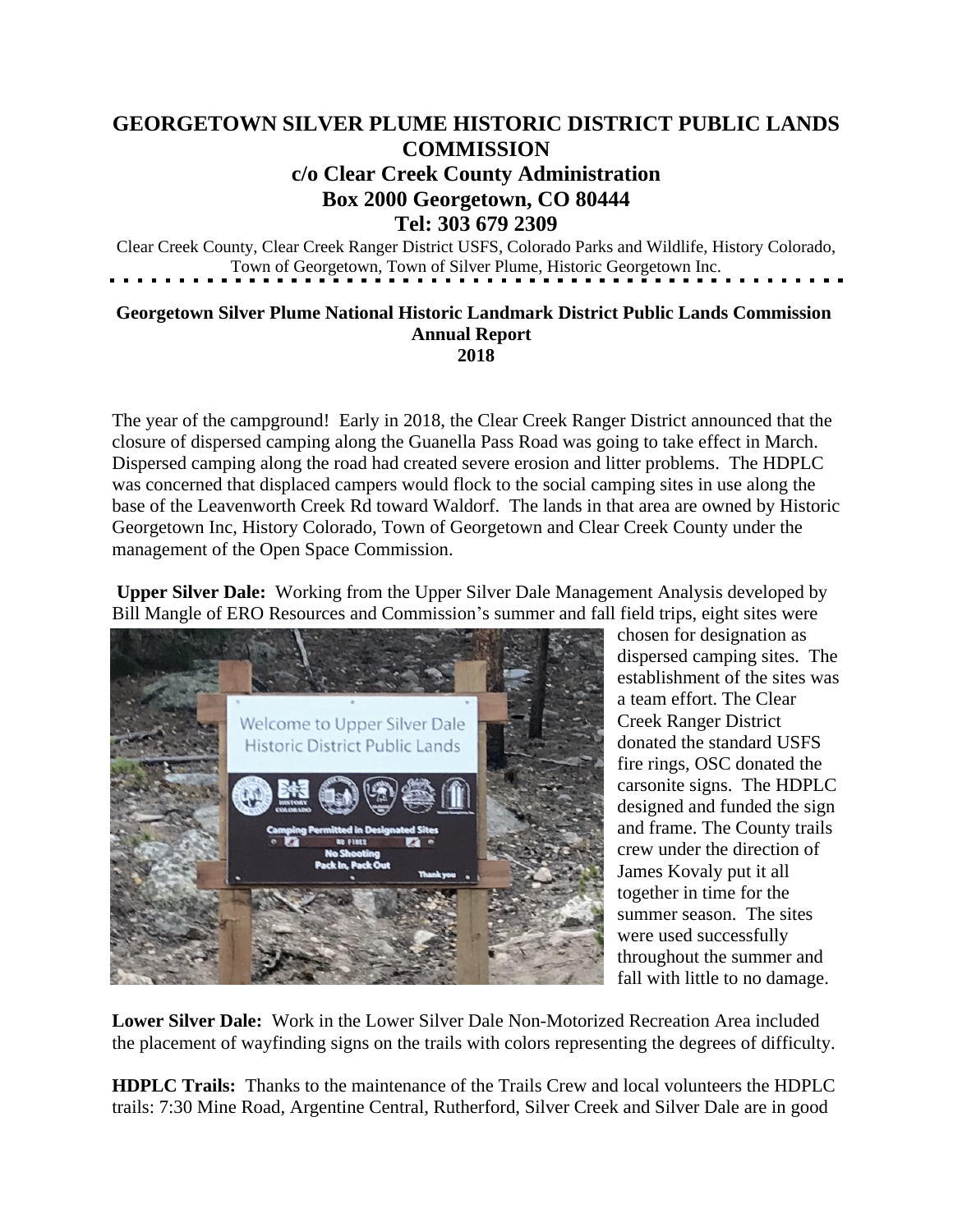# GEORGETOWN SILVER PLUME HISTORIC DISTRICT PUBLIC LANDS COMMISSION

## c/o Clear Creek County Administration
## Box 2000 Georgetown, CO 80444
## Tel: 303 679 2309

Clear Creek County, Clear Creek Ranger District USFS, Colorado Parks and Wildlife, History Colorado, Town of Georgetown, Town of Silver Plume, Historic Georgetown Inc.

---

**Georgetown Silver Plume National Historic Landmark District Public Lands Commission Annual Report 2018**

The year of the campground! Early in 2018, the Clear Creek Ranger District announced that the closure of dispersed camping along the Guanella Pass Road was going to take effect in March. Dispersed camping along the road had created severe erosion and litter problems. The HDPLC was concerned that displaced campers would flock to the social camping sites in use along the base of the Leavenworth Creek Rd toward Waldorf. The lands in that area are owned by Historic Georgetown Inc, History Colorado, Town of Georgetown and Clear Creek County under the management of the Open Space Commission.

**Upper Silver Dale:** Working from the Upper Silver Dale Management Analysis developed by Bill Mangle of ERO Resources and Commission's summer and fall field trips, eight sites were chosen for designation as dispersed camping sites. The establishment of the sites was a team effort. The Clear Creek Ranger District donated the standard USFS fire rings, OSC donated the carsonite signs. The HDPLC designed and funded the sign and frame. The County trails crew under the direction of James Kovaly put it all together in time for the summer season. The sites were used successfully throughout the summer and fall with little to no damage.

**Lower Silver Dale:** Work in the Lower Silver Dale Non-Motorized Recreation Area included the placement of wayfinding signs on the trails with colors representing the degrees of difficulty.

**HDPLC Trails:** Thanks to the maintenance of the Trails Crew and local volunteers the HDPLC trails: 7:30 Mine Road, Argentine Central, Rutherford, Silver Creek and Silver Dale are in good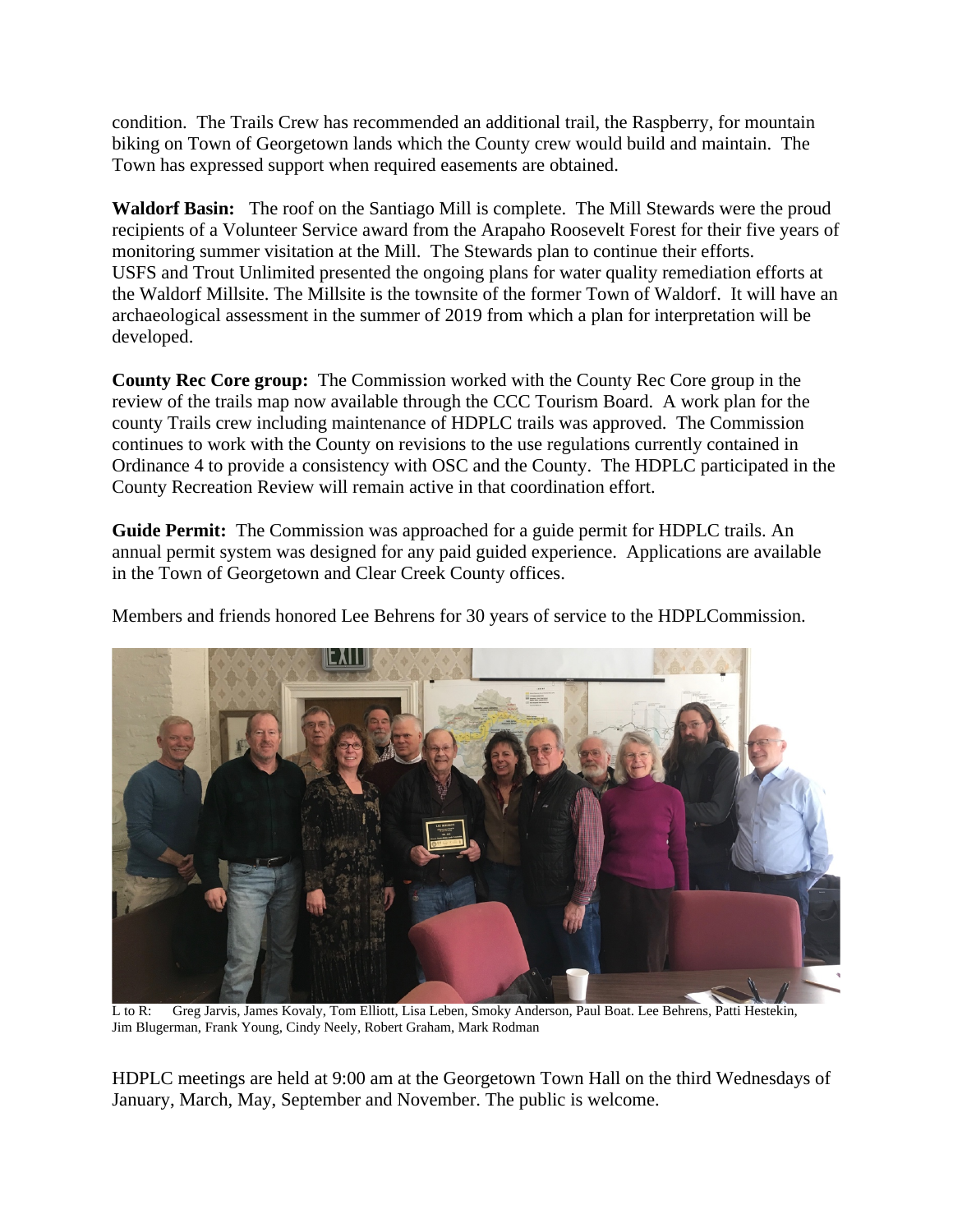condition. The Trails Crew has recommended an additional trail, the Raspberry, for mountain biking on Town of Georgetown lands which the County crew would build and maintain. The Town has expressed support when required easements are obtained.

**Waldorf Basin:** The roof on the Santiago Mill is complete. The Mill Stewards were the proud recipients of a Volunteer Service award from the Arapaho Roosevelt Forest for their five years of monitoring summer visitation at the Mill. The Stewards plan to continue their efforts. USFS and Trout Unlimited presented the ongoing plans for water quality remediation efforts at the Waldorf Millsite. The Millsite is the townsite of the former Town of Waldorf. It will have an archaeological assessment in the summer of 2019 from which a plan for interpretation will be developed.

**County Rec Core group:** The Commission worked with the County Rec Core group in the review of the trails map now available through the CCC Tourism Board. A work plan for the county Trails crew including maintenance of HDPLC trails was approved. The Commission continues to work with the County on revisions to the use regulations currently contained in Ordinance 4 to provide a consistency with OSC and the County. The HDPLC participated in the County Recreation Review will remain active in that coordination effort.

**Guide Permit:** The Commission was approached for a guide permit for HDPLC trails. An annual permit system was designed for any paid guided experience. Applications are available in the Town of Georgetown and Clear Creek County offices.

Members and friends honored Lee Behrens for 30 years of service to the HDPLCommission.

L to R: Greg Jarvis, James Kovaly, Tom Elliott, Lisa Leben, Smoky Anderson, Paul Boat. Lee Behrens, Patti Hestekin, Jim Blugerman, Frank Young, Cindy Neely, Robert Graham, Mark Rodman

HDPLC meetings are held at 9:00 am at the Georgetown Town Hall on the third Wednesdays of January, March, May, September and November. The public is welcome.